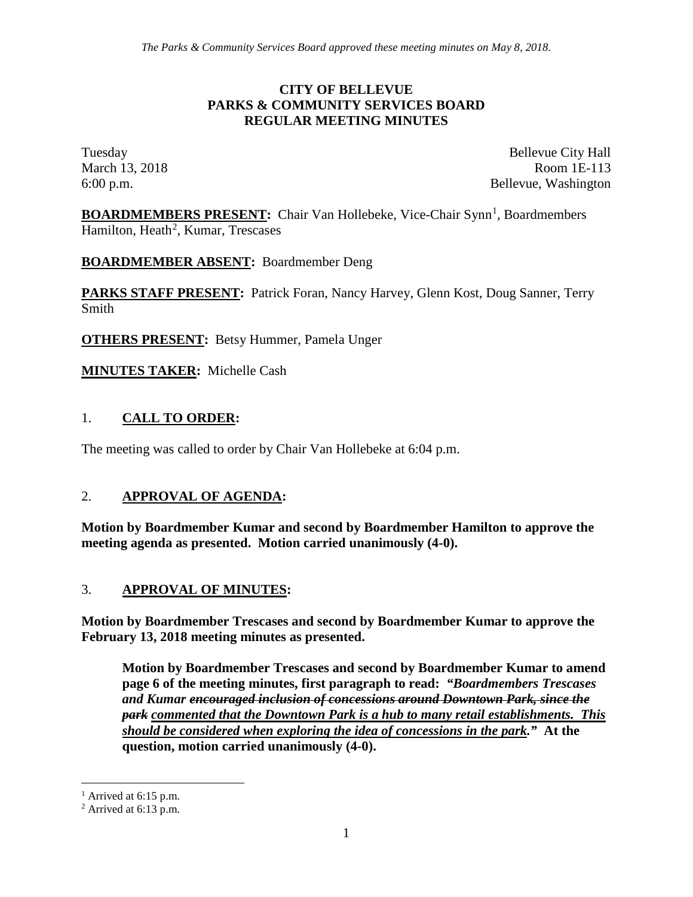*The Parks & Community Services Board approved these meeting minutes on May 8, 2018.*

# CITY OF BELLEVUE
# PARKS & COMMUNITY SERVICES BOARD
# REGULAR MEETING MINUTES

Tuesday
March 13, 2018
6:00 p.m.

Bellevue City Hall
Room 1E-113
Bellevue, Washington

**BOARDMEMBERS PRESENT:** Chair Van Hollebeke, Vice-Chair Synn[1], Boardmembers Hamilton, Heath[2], Kumar, Trescases

**BOARDMEMBER ABSENT:** Boardmember Deng

**PARKS STAFF PRESENT:** Patrick Foran, Nancy Harvey, Glenn Kost, Doug Sanner, Terry Smith

**OTHERS PRESENT:** Betsy Hummer, Pamela Unger

**MINUTES TAKER:** Michelle Cash

## 1. CALL TO ORDER:

The meeting was called to order by Chair Van Hollebeke at 6:04 p.m.

## 2. APPROVAL OF AGENDA:

**Motion by Boardmember Kumar and second by Boardmember Hamilton to approve the meeting agenda as presented. Motion carried unanimously (4-0).**

## 3. APPROVAL OF MINUTES:

**Motion by Boardmember Trescases and second by Boardmember Kumar to approve the February 13, 2018 meeting minutes as presented.**

> **Motion by Boardmember Trescases and second by Boardmember Kumar to amend page 6 of the meeting minutes, first paragraph to read: "*Boardmembers Trescases and Kumar ~~encouraged inclusion of concessions around Downtown Park, since the park~~ <u>commented that the Downtown Park is a hub to many retail establishments. This should be considered when exploring the idea of concessions in the park</u>.*" At the question, motion carried unanimously (4-0).**

---

[1] Arrived at 6:15 p.m.

[2] Arrived at 6:13 p.m.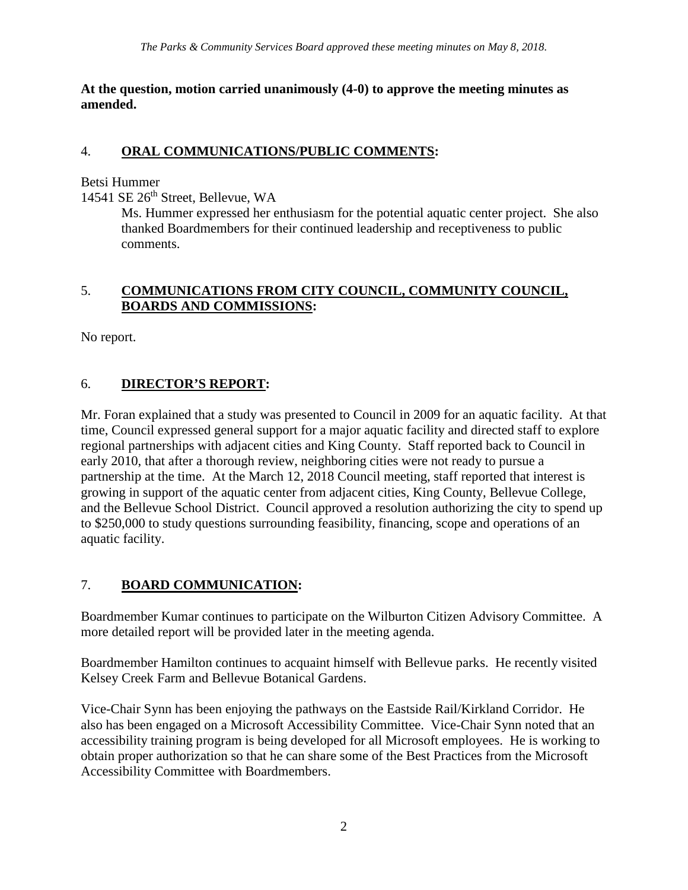**At the question, motion carried unanimously (4-0) to approve the meeting minutes as amended.**

## 4. ORAL COMMUNICATIONS/PUBLIC COMMENTS:

Betsi Hummer
14541 SE 26th Street, Bellevue, WA

Ms. Hummer expressed her enthusiasm for the potential aquatic center project. She also thanked Boardmembers for their continued leadership and receptiveness to public comments.

## 5. COMMUNICATIONS FROM CITY COUNCIL, COMMUNITY COUNCIL, BOARDS AND COMMISSIONS:

No report.

## 6. DIRECTOR'S REPORT:

Mr. Foran explained that a study was presented to Council in 2009 for an aquatic facility. At that time, Council expressed general support for a major aquatic facility and directed staff to explore regional partnerships with adjacent cities and King County. Staff reported back to Council in early 2010, that after a thorough review, neighboring cities were not ready to pursue a partnership at the time. At the March 12, 2018 Council meeting, staff reported that interest is growing in support of the aquatic center from adjacent cities, King County, Bellevue College, and the Bellevue School District. Council approved a resolution authorizing the city to spend up to $250,000 to study questions surrounding feasibility, financing, scope and operations of an aquatic facility.

## 7. BOARD COMMUNICATION:

Boardmember Kumar continues to participate on the Wilburton Citizen Advisory Committee. A more detailed report will be provided later in the meeting agenda.

Boardmember Hamilton continues to acquaint himself with Bellevue parks. He recently visited Kelsey Creek Farm and Bellevue Botanical Gardens.

Vice-Chair Synn has been enjoying the pathways on the Eastside Rail/Kirkland Corridor. He also has been engaged on a Microsoft Accessibility Committee. Vice-Chair Synn noted that an accessibility training program is being developed for all Microsoft employees. He is working to obtain proper authorization so that he can share some of the Best Practices from the Microsoft Accessibility Committee with Boardmembers.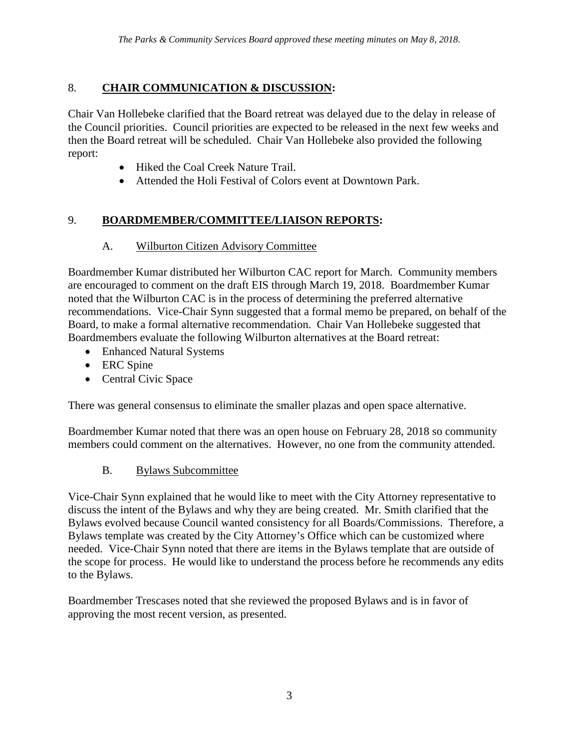*The Parks & Community Services Board approved these meeting minutes on May 8, 2018.*

## 8. **CHAIR COMMUNICATION & DISCUSSION:**

Chair Van Hollebeke clarified that the Board retreat was delayed due to the delay in release of the Council priorities. Council priorities are expected to be released in the next few weeks and then the Board retreat will be scheduled. Chair Van Hollebeke also provided the following report:

- Hiked the Coal Creek Nature Trail.
- Attended the Holi Festival of Colors event at Downtown Park.

## 9. **BOARDMEMBER/COMMITTEE/LIAISON REPORTS:**

### A. Wilburton Citizen Advisory Committee

Boardmember Kumar distributed her Wilburton CAC report for March. Community members are encouraged to comment on the draft EIS through March 19, 2018. Boardmember Kumar noted that the Wilburton CAC is in the process of determining the preferred alternative recommendations. Vice-Chair Synn suggested that a formal memo be prepared, on behalf of the Board, to make a formal alternative recommendation. Chair Van Hollebeke suggested that Boardmembers evaluate the following Wilburton alternatives at the Board retreat:

- Enhanced Natural Systems
- ERC Spine
- Central Civic Space

There was general consensus to eliminate the smaller plazas and open space alternative.

Boardmember Kumar noted that there was an open house on February 28, 2018 so community members could comment on the alternatives. However, no one from the community attended.

### B. Bylaws Subcommittee

Vice-Chair Synn explained that he would like to meet with the City Attorney representative to discuss the intent of the Bylaws and why they are being created. Mr. Smith clarified that the Bylaws evolved because Council wanted consistency for all Boards/Commissions. Therefore, a Bylaws template was created by the City Attorney's Office which can be customized where needed. Vice-Chair Synn noted that there are items in the Bylaws template that are outside of the scope for process. He would like to understand the process before he recommends any edits to the Bylaws.

Boardmember Trescases noted that she reviewed the proposed Bylaws and is in favor of approving the most recent version, as presented.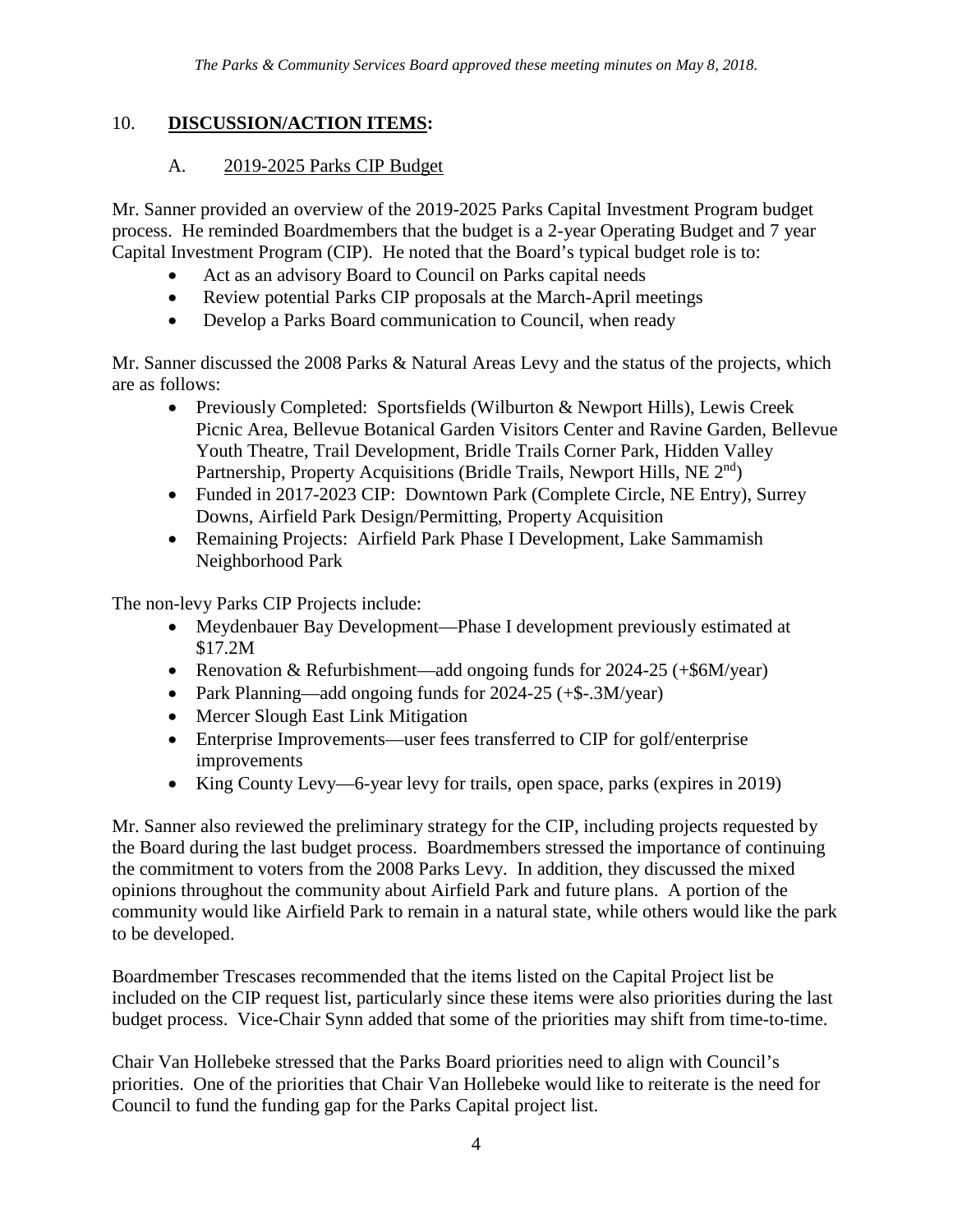*The Parks & Community Services Board approved these meeting minutes on May 8, 2018.*

## 10. DISCUSSION/ACTION ITEMS:

### A. 2019-2025 Parks CIP Budget

Mr. Sanner provided an overview of the 2019-2025 Parks Capital Investment Program budget process. He reminded Boardmembers that the budget is a 2-year Operating Budget and 7 year Capital Investment Program (CIP). He noted that the Board's typical budget role is to:

- Act as an advisory Board to Council on Parks capital needs
- Review potential Parks CIP proposals at the March-April meetings
- Develop a Parks Board communication to Council, when ready

Mr. Sanner discussed the 2008 Parks & Natural Areas Levy and the status of the projects, which are as follows:

- Previously Completed: Sportsfields (Wilburton & Newport Hills), Lewis Creek Picnic Area, Bellevue Botanical Garden Visitors Center and Ravine Garden, Bellevue Youth Theatre, Trail Development, Bridle Trails Corner Park, Hidden Valley Partnership, Property Acquisitions (Bridle Trails, Newport Hills, NE 2nd)
- Funded in 2017-2023 CIP: Downtown Park (Complete Circle, NE Entry), Surrey Downs, Airfield Park Design/Permitting, Property Acquisition
- Remaining Projects: Airfield Park Phase I Development, Lake Sammamish Neighborhood Park

The non-levy Parks CIP Projects include:

- Meydenbauer Bay Development—Phase I development previously estimated at $17.2M
- Renovation & Refurbishment—add ongoing funds for 2024-25 (+$6M/year)
- Park Planning—add ongoing funds for 2024-25 (+$-.3M/year)
- Mercer Slough East Link Mitigation
- Enterprise Improvements—user fees transferred to CIP for golf/enterprise improvements
- King County Levy—6-year levy for trails, open space, parks (expires in 2019)

Mr. Sanner also reviewed the preliminary strategy for the CIP, including projects requested by the Board during the last budget process. Boardmembers stressed the importance of continuing the commitment to voters from the 2008 Parks Levy. In addition, they discussed the mixed opinions throughout the community about Airfield Park and future plans. A portion of the community would like Airfield Park to remain in a natural state, while others would like the park to be developed.

Boardmember Trescases recommended that the items listed on the Capital Project list be included on the CIP request list, particularly since these items were also priorities during the last budget process. Vice-Chair Synn added that some of the priorities may shift from time-to-time.

Chair Van Hollebeke stressed that the Parks Board priorities need to align with Council's priorities. One of the priorities that Chair Van Hollebeke would like to reiterate is the need for Council to fund the funding gap for the Parks Capital project list.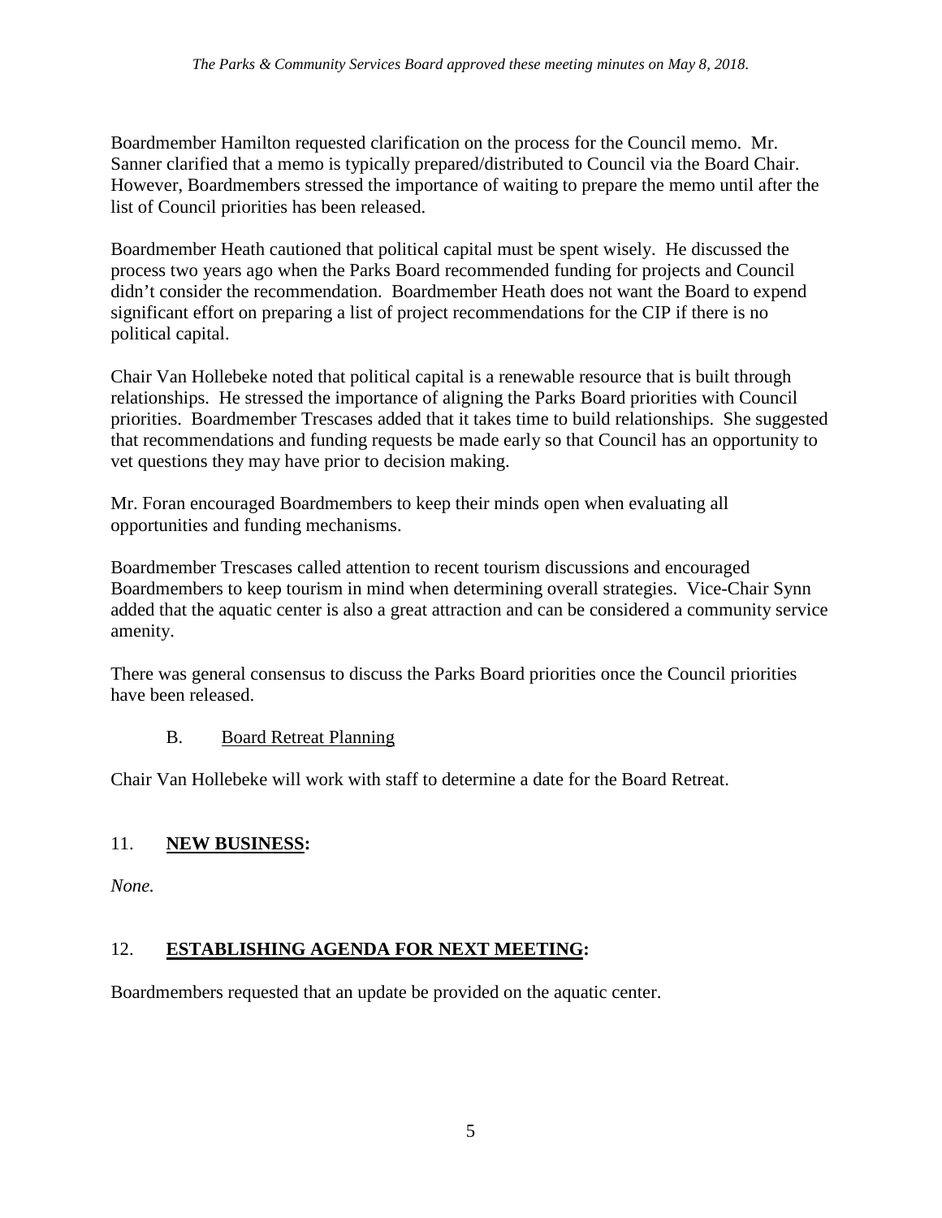*The Parks & Community Services Board approved these meeting minutes on May 8, 2018.*

Boardmember Hamilton requested clarification on the process for the Council memo. Mr. Sanner clarified that a memo is typically prepared/distributed to Council via the Board Chair. However, Boardmembers stressed the importance of waiting to prepare the memo until after the list of Council priorities has been released.

Boardmember Heath cautioned that political capital must be spent wisely. He discussed the process two years ago when the Parks Board recommended funding for projects and Council didn't consider the recommendation. Boardmember Heath does not want the Board to expend significant effort on preparing a list of project recommendations for the CIP if there is no political capital.

Chair Van Hollebeke noted that political capital is a renewable resource that is built through relationships. He stressed the importance of aligning the Parks Board priorities with Council priorities. Boardmember Trescases added that it takes time to build relationships. She suggested that recommendations and funding requests be made early so that Council has an opportunity to vet questions they may have prior to decision making.

Mr. Foran encouraged Boardmembers to keep their minds open when evaluating all opportunities and funding mechanisms.

Boardmember Trescases called attention to recent tourism discussions and encouraged Boardmembers to keep tourism in mind when determining overall strategies. Vice-Chair Synn added that the aquatic center is also a great attraction and can be considered a community service amenity.

There was general consensus to discuss the Parks Board priorities once the Council priorities have been released.

### B. Board Retreat Planning

Chair Van Hollebeke will work with staff to determine a date for the Board Retreat.

## 11. **NEW BUSINESS:**

*None.*

## 12. **ESTABLISHING AGENDA FOR NEXT MEETING:**

Boardmembers requested that an update be provided on the aquatic center.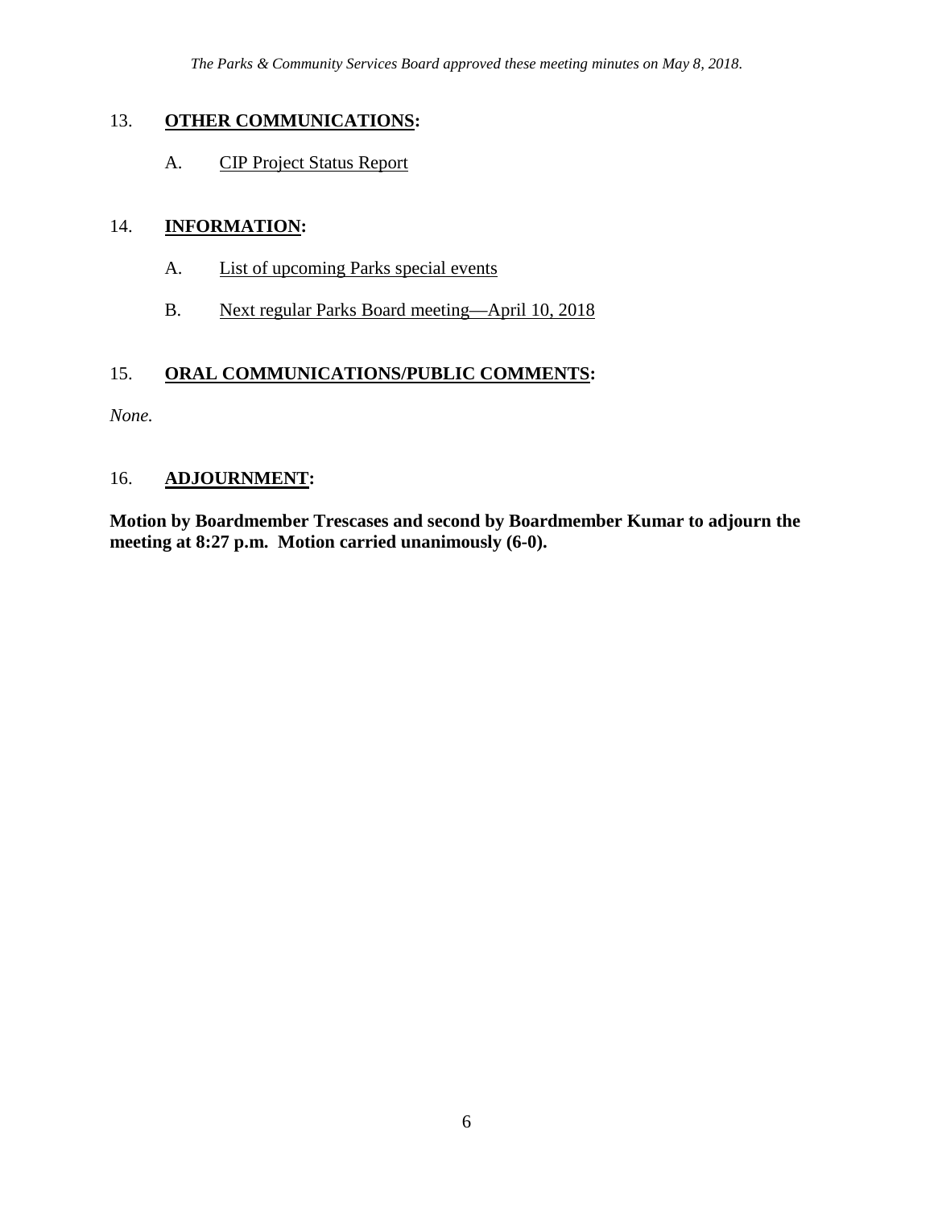*The Parks & Community Services Board approved these meeting minutes on May 8, 2018.*

13. **OTHER COMMUNICATIONS:**

    A. CIP Project Status Report

14. **INFORMATION:**

    A. List of upcoming Parks special events

    B. Next regular Parks Board meeting—April 10, 2018

15. **ORAL COMMUNICATIONS/PUBLIC COMMENTS:**

*None.*

16. **ADJOURNMENT:**

**Motion by Boardmember Trescases and second by Boardmember Kumar to adjourn the meeting at 8:27 p.m. Motion carried unanimously (6-0).**